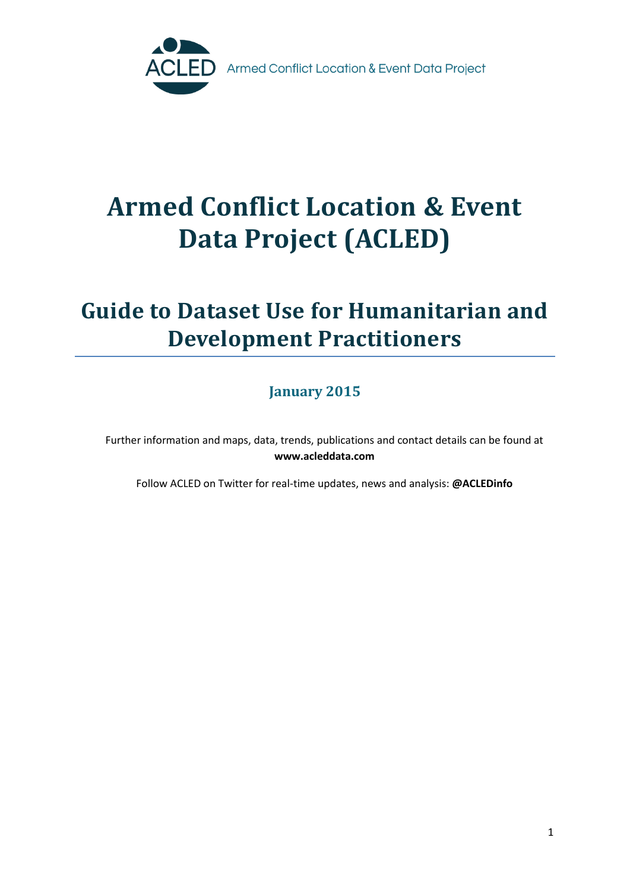ACLED Armed Conflict Location & Event Data Project

# Armed Conflict Location & Event Data Project (ACLED)

## Guide to Dataset Use for Humanitarian and Development Practitioners

### January 2015

Further information and maps, data, trends, publications and contact details can be found at **www.acleddata.com**

Follow ACLED on Twitter for real-time updates, news and analysis: **@ACLEDinfo**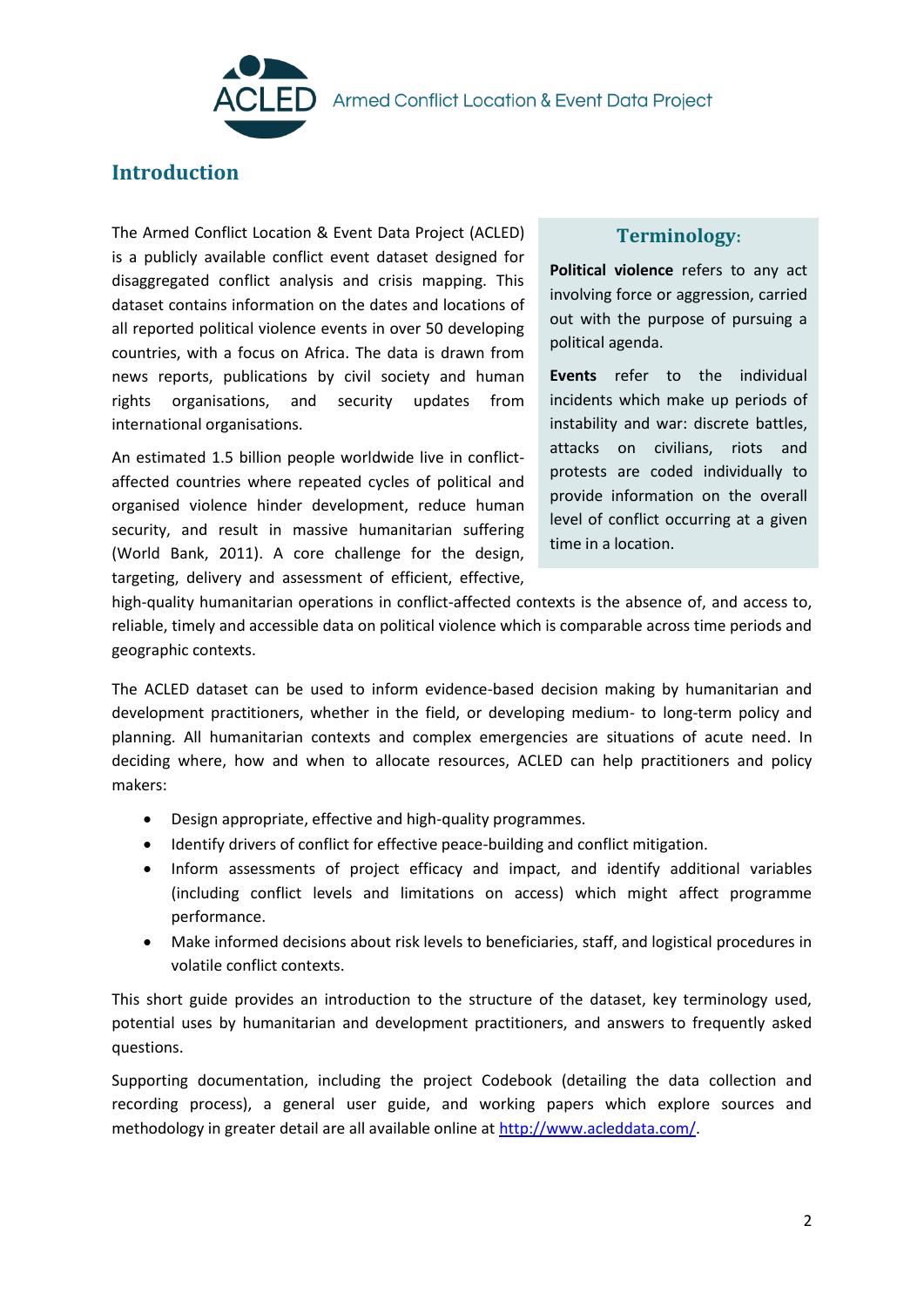# Introduction

The Armed Conflict Location & Event Data Project (ACLED) is a publicly available conflict event dataset designed for disaggregated conflict analysis and crisis mapping. This dataset contains information on the dates and locations of all reported political violence events in over 50 developing countries, with a focus on Africa. The data is drawn from news reports, publications by civil society and human rights organisations, and security updates from international organisations.

An estimated 1.5 billion people worldwide live in conflict-affected countries where repeated cycles of political and organised violence hinder development, reduce human security, and result in massive humanitarian suffering (World Bank, 2011). A core challenge for the design, targeting, delivery and assessment of efficient, effective, high-quality humanitarian operations in conflict-affected contexts is the absence of, and access to, reliable, timely and accessible data on political violence which is comparable across time periods and geographic contexts.

## Terminology:

**Political violence** refers to any act involving force or aggression, carried out with the purpose of pursuing a political agenda.

**Events** refer to the individual incidents which make up periods of instability and war: discrete battles, attacks on civilians, riots and protests are coded individually to provide information on the overall level of conflict occurring at a given time in a location.

The ACLED dataset can be used to inform evidence-based decision making by humanitarian and development practitioners, whether in the field, or developing medium- to long-term policy and planning. All humanitarian contexts and complex emergencies are situations of acute need. In deciding where, how and when to allocate resources, ACLED can help practitioners and policy makers:

- Design appropriate, effective and high-quality programmes.
- Identify drivers of conflict for effective peace-building and conflict mitigation.
- Inform assessments of project efficacy and impact, and identify additional variables (including conflict levels and limitations on access) which might affect programme performance.
- Make informed decisions about risk levels to beneficiaries, staff, and logistical procedures in volatile conflict contexts.

This short guide provides an introduction to the structure of the dataset, key terminology used, potential uses by humanitarian and development practitioners, and answers to frequently asked questions.

Supporting documentation, including the project Codebook (detailing the data collection and recording process), a general user guide, and working papers which explore sources and methodology in greater detail are all available online at [http://www.acleddata.com/](http://www.acleddata.com/).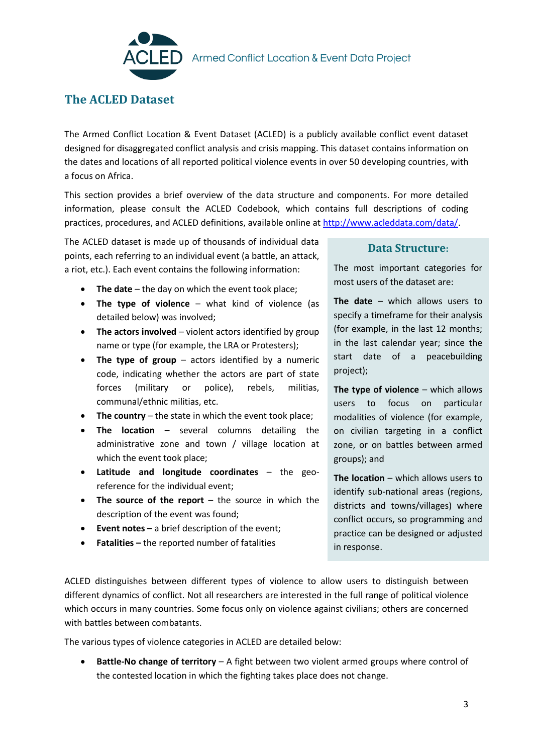ACLED Armed Conflict Location & Event Data Project

## The ACLED Dataset

The Armed Conflict Location & Event Dataset (ACLED) is a publicly available conflict event dataset designed for disaggregated conflict analysis and crisis mapping. This dataset contains information on the dates and locations of all reported political violence events in over 50 developing countries, with a focus on Africa.

This section provides a brief overview of the data structure and components. For more detailed information, please consult the ACLED Codebook, which contains full descriptions of coding practices, procedures, and ACLED definitions, available online at [http://www.acleddata.com/data/](http://www.acleddata.com/data/).

The ACLED dataset is made up of thousands of individual data points, each referring to an individual event (a battle, an attack, a riot, etc.). Each event contains the following information:

- **The date** – the day on which the event took place;
- **The type of violence** – what kind of violence (as detailed below) was involved;
- **The actors involved** – violent actors identified by group name or type (for example, the LRA or Protesters);
- **The type of group** – actors identified by a numeric code, indicating whether the actors are part of state forces (military or police), rebels, militias, communal/ethnic militias, etc.
- **The country** – the state in which the event took place;
- **The location** – several columns detailing the administrative zone and town / village location at which the event took place;
- **Latitude and longitude coordinates** – the geo-reference for the individual event;
- **The source of the report** – the source in which the description of the event was found;
- **Event notes –** a brief description of the event;
- **Fatalities –** the reported number of fatalities

### Data Structure:

The most important categories for most users of the dataset are:

**The date** – which allows users to specify a timeframe for their analysis (for example, in the last 12 months; in the last calendar year; since the start date of a peacebuilding project);

**The type of violence** – which allows users to focus on particular modalities of violence (for example, on civilian targeting in a conflict zone, or on battles between armed groups); and

**The location** – which allows users to identify sub-national areas (regions, districts and towns/villages) where conflict occurs, so programming and practice can be designed or adjusted in response.

ACLED distinguishes between different types of violence to allow users to distinguish between different dynamics of conflict. Not all researchers are interested in the full range of political violence which occurs in many countries. Some focus only on violence against civilians; others are concerned with battles between combatants.

The various types of violence categories in ACLED are detailed below:

- **Battle-No change of territory** – A fight between two violent armed groups where control of the contested location in which the fighting takes place does not change.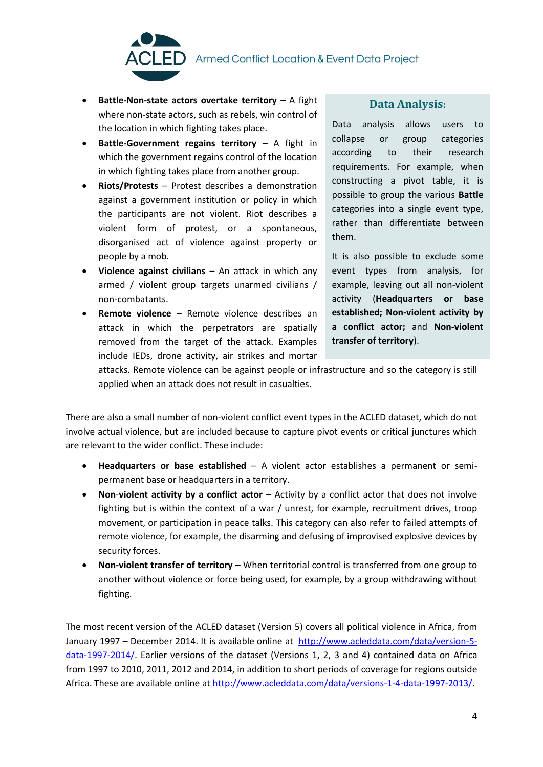- **Battle-Non-state actors overtake territory –** A fight where non-state actors, such as rebels, win control of the location in which fighting takes place.
- **Battle-Government regains territory** – A fight in which the government regains control of the location in which fighting takes place from another group.
- **Riots/Protests** – Protest describes a demonstration against a government institution or policy in which the participants are not violent. Riot describes a violent form of protest, or a spontaneous, disorganised act of violence against property or people by a mob.
- **Violence against civilians** – An attack in which any armed / violent group targets unarmed civilians / non-combatants.
- **Remote violence** – Remote violence describes an attack in which the perpetrators are spatially removed from the target of the attack. Examples include IEDs, drone activity, air strikes and mortar attacks. Remote violence can be against people or infrastructure and so the category is still applied when an attack does not result in casualties.

### Data Analysis:

Data analysis allows users to collapse or group categories according to their research requirements. For example, when constructing a pivot table, it is possible to group the various **Battle** categories into a single event type, rather than differentiate between them.

It is also possible to exclude some event types from analysis, for example, leaving out all non-violent activity (**Headquarters or base established; Non-violent activity by a conflict actor;** and **Non-violent transfer of territory**).

There are also a small number of non-violent conflict event types in the ACLED dataset, which do not involve actual violence, but are included because to capture pivot events or critical junctures which are relevant to the wider conflict. These include:

- **Headquarters or base established** – A violent actor establishes a permanent or semi-permanent base or headquarters in a territory.
- **Non-violent activity by a conflict actor –** Activity by a conflict actor that does not involve fighting but is within the context of a war / unrest, for example, recruitment drives, troop movement, or participation in peace talks. This category can also refer to failed attempts of remote violence, for example, the disarming and defusing of improvised explosive devices by security forces.
- **Non-violent transfer of territory –** When territorial control is transferred from one group to another without violence or force being used, for example, by a group withdrawing without fighting.

The most recent version of the ACLED dataset (Version 5) covers all political violence in Africa, from January 1997 – December 2014. It is available online at [http://www.acleddata.com/data/version-5-data-1997-2014/](http://www.acleddata.com/data/version-5-data-1997-2014/). Earlier versions of the dataset (Versions 1, 2, 3 and 4) contained data on Africa from 1997 to 2010, 2011, 2012 and 2014, in addition to short periods of coverage for regions outside Africa. These are available online at [http://www.acleddata.com/data/versions-1-4-data-1997-2013/](http://www.acleddata.com/data/versions-1-4-data-1997-2013/).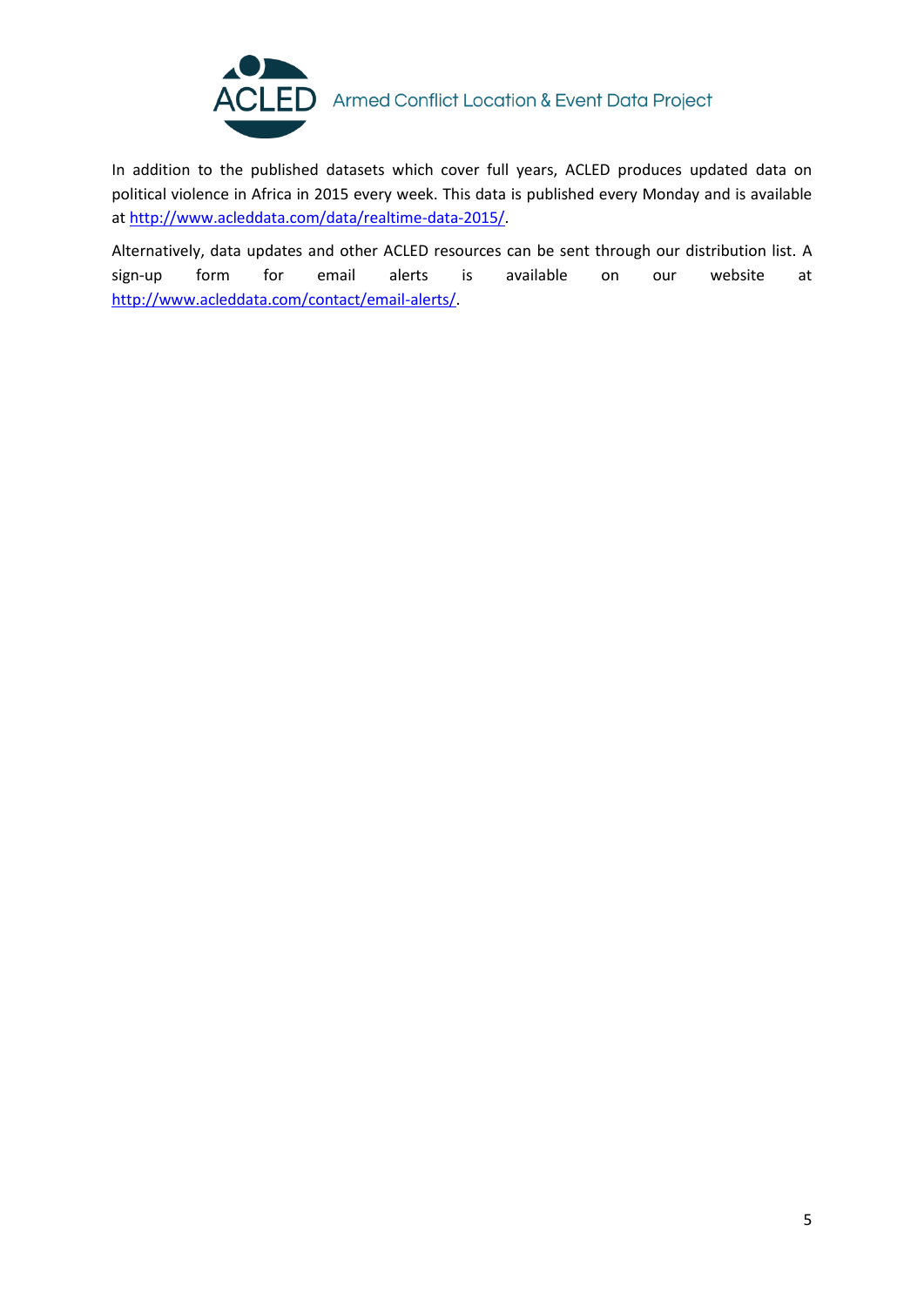In addition to the published datasets which cover full years, ACLED produces updated data on political violence in Africa in 2015 every week. This data is published every Monday and is available at http://www.acleddata.com/data/realtime-data-2015/.

Alternatively, data updates and other ACLED resources can be sent through our distribution list. A sign-up form for email alerts is available on our website at http://www.acleddata.com/contact/email-alerts/.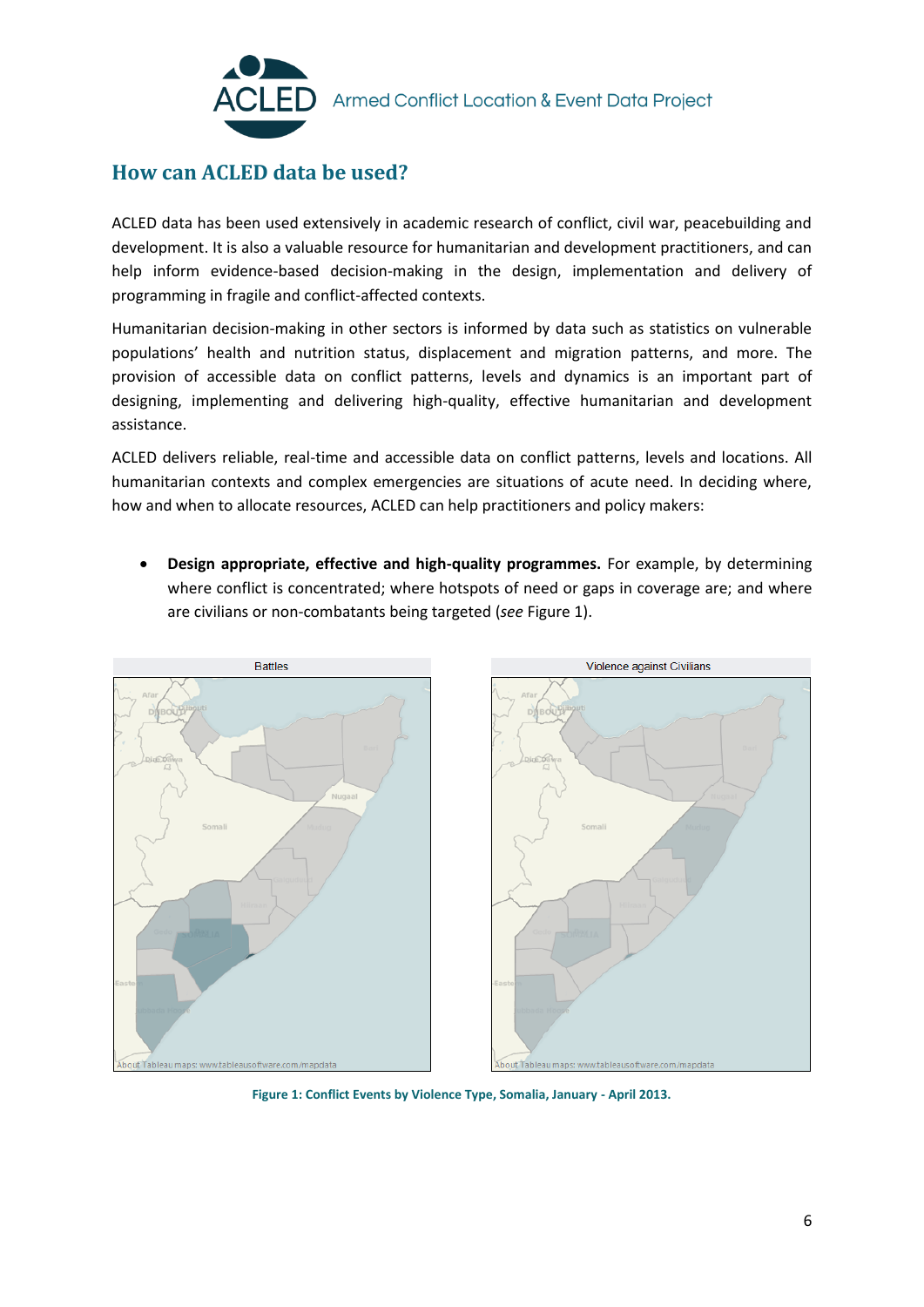## How can ACLED data be used?

ACLED data has been used extensively in academic research of conflict, civil war, peacebuilding and development. It is also a valuable resource for humanitarian and development practitioners, and can help inform evidence-based decision-making in the design, implementation and delivery of programming in fragile and conflict-affected contexts.

Humanitarian decision-making in other sectors is informed by data such as statistics on vulnerable populations' health and nutrition status, displacement and migration patterns, and more. The provision of accessible data on conflict patterns, levels and dynamics is an important part of designing, implementing and delivering high-quality, effective humanitarian and development assistance.

ACLED delivers reliable, real-time and accessible data on conflict patterns, levels and locations. All humanitarian contexts and complex emergencies are situations of acute need. In deciding where, how and when to allocate resources, ACLED can help practitioners and policy makers:

- **Design appropriate, effective and high-quality programmes.** For example, by determining where conflict is concentrated; where hotspots of need or gaps in coverage are; and where are civilians or non-combatants being targeted (*see* Figure 1).

Figure 1: Conflict Events by Violence Type, Somalia, January - April 2013.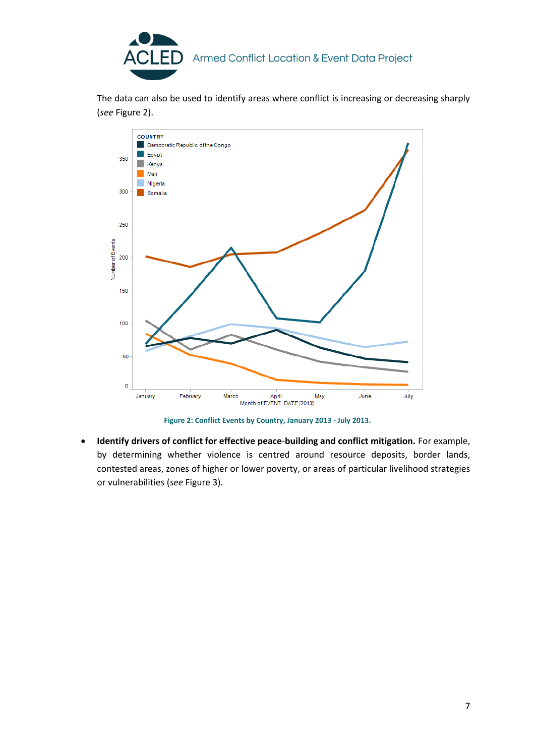The data can also be used to identify areas where conflict is increasing or decreasing sharply (*see* Figure 2).

**Figure 2: Conflict Events by Country, January 2013 - July 2013.**

- **Identify drivers of conflict for effective peace-building and conflict mitigation.** For example, by determining whether violence is centred around resource deposits, border lands, contested areas, zones of higher or lower poverty, or areas of particular livelihood strategies or vulnerabilities (*see* Figure 3).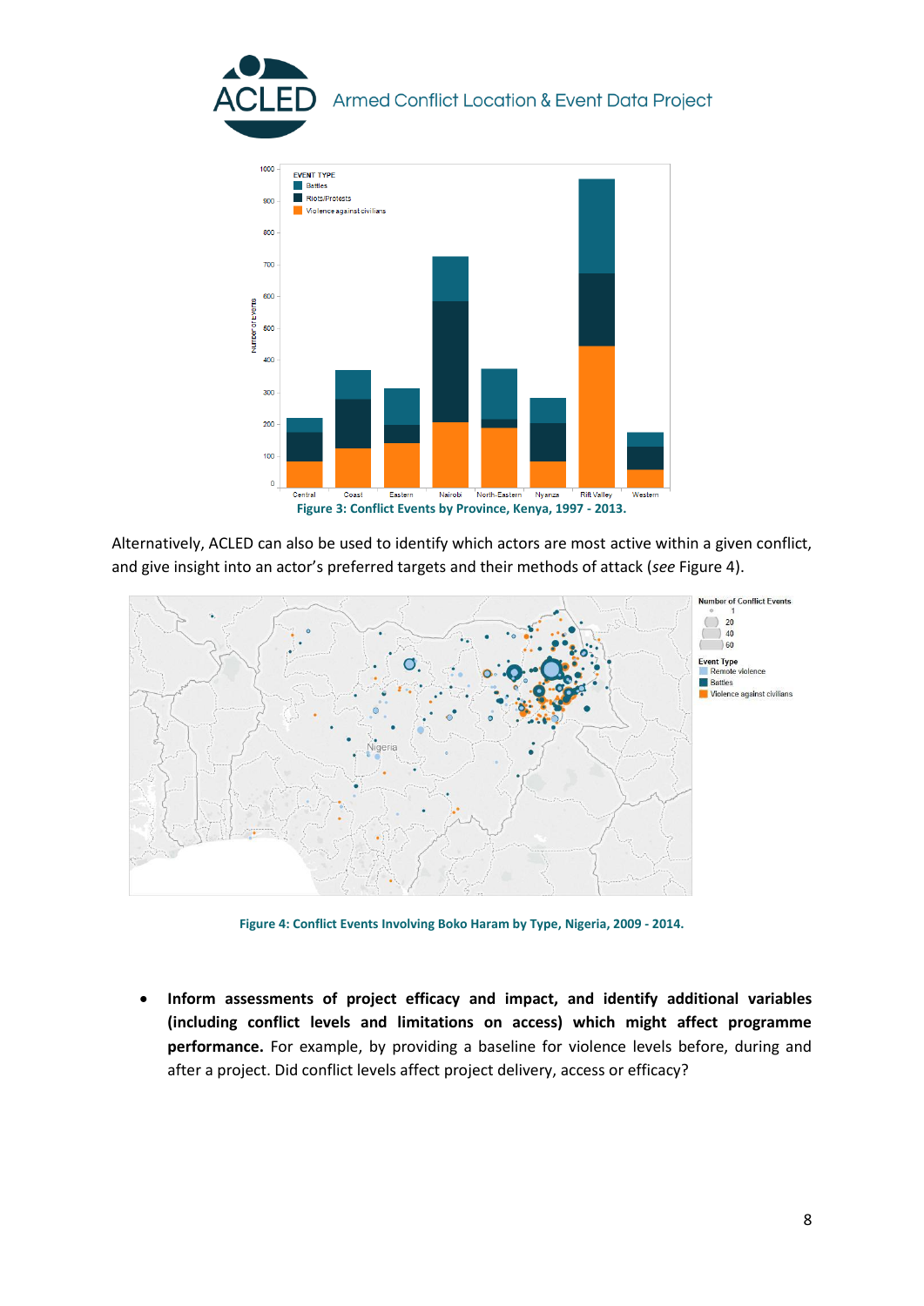Figure 3: Conflict Events by Province, Kenya, 1997 - 2013.

Alternatively, ACLED can also be used to identify which actors are most active within a given conflict, and give insight into an actor's preferred targets and their methods of attack (*see* Figure 4).

Figure 4: Conflict Events Involving Boko Haram by Type, Nigeria, 2009 - 2014.

- **Inform assessments of project efficacy and impact, and identify additional variables (including conflict levels and limitations on access) which might affect programme performance.** For example, by providing a baseline for violence levels before, during and after a project. Did conflict levels affect project delivery, access or efficacy?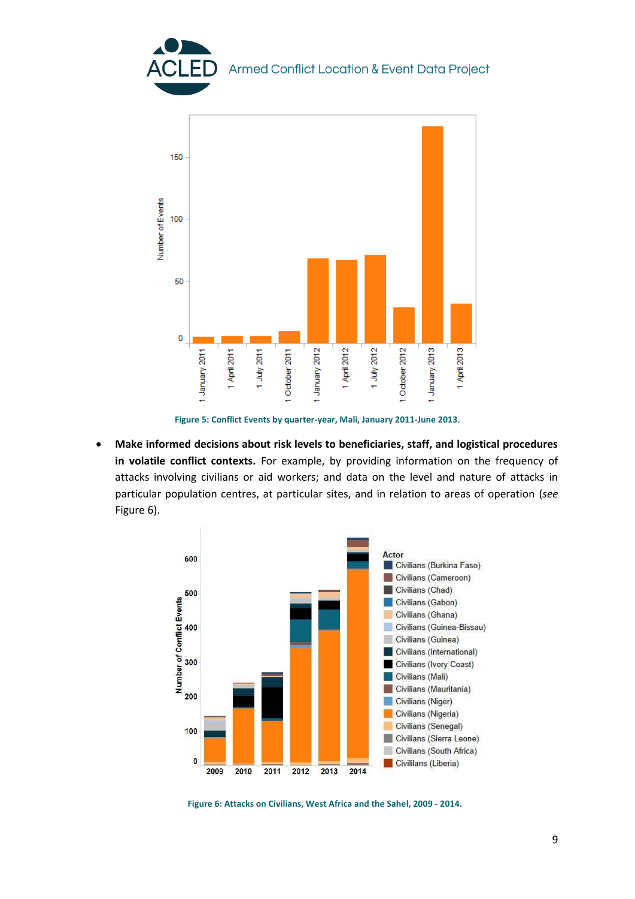Figure 5: Conflict Events by quarter-year, Mali, January 2011-June 2013.

- **Make informed decisions about risk levels to beneficiaries, staff, and logistical procedures in volatile conflict contexts.** For example, by providing information on the frequency of attacks involving civilians or aid workers; and data on the level and nature of attacks in particular population centres, at particular sites, and in relation to areas of operation (*see* Figure 6).

Figure 6: Attacks on Civilians, West Africa and the Sahel, 2009 - 2014.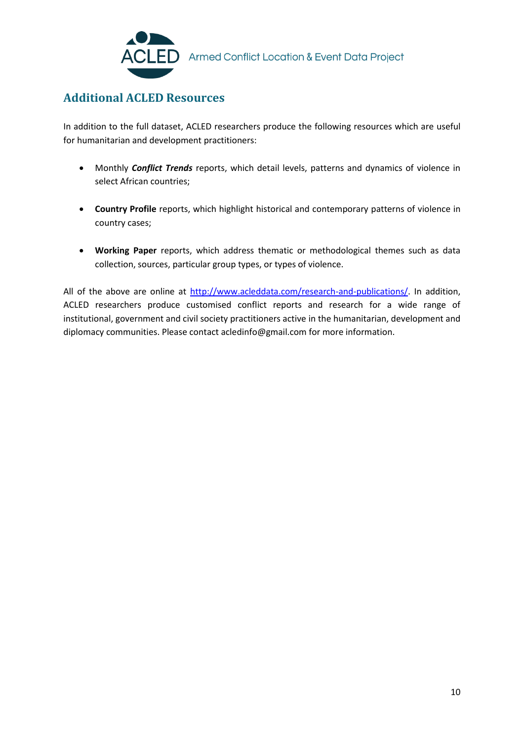## Additional ACLED Resources

In addition to the full dataset, ACLED researchers produce the following resources which are useful for humanitarian and development practitioners:

- Monthly ***Conflict Trends*** reports, which detail levels, patterns and dynamics of violence in select African countries;
- **Country Profile** reports, which highlight historical and contemporary patterns of violence in country cases;
- **Working Paper** reports, which address thematic or methodological themes such as data collection, sources, particular group types, or types of violence.

All of the above are online at [http://www.acleddata.com/research-and-publications/](http://www.acleddata.com/research-and-publications/). In addition, ACLED researchers produce customised conflict reports and research for a wide range of institutional, government and civil society practitioners active in the humanitarian, development and diplomacy communities. Please contact acledinfo@gmail.com for more information.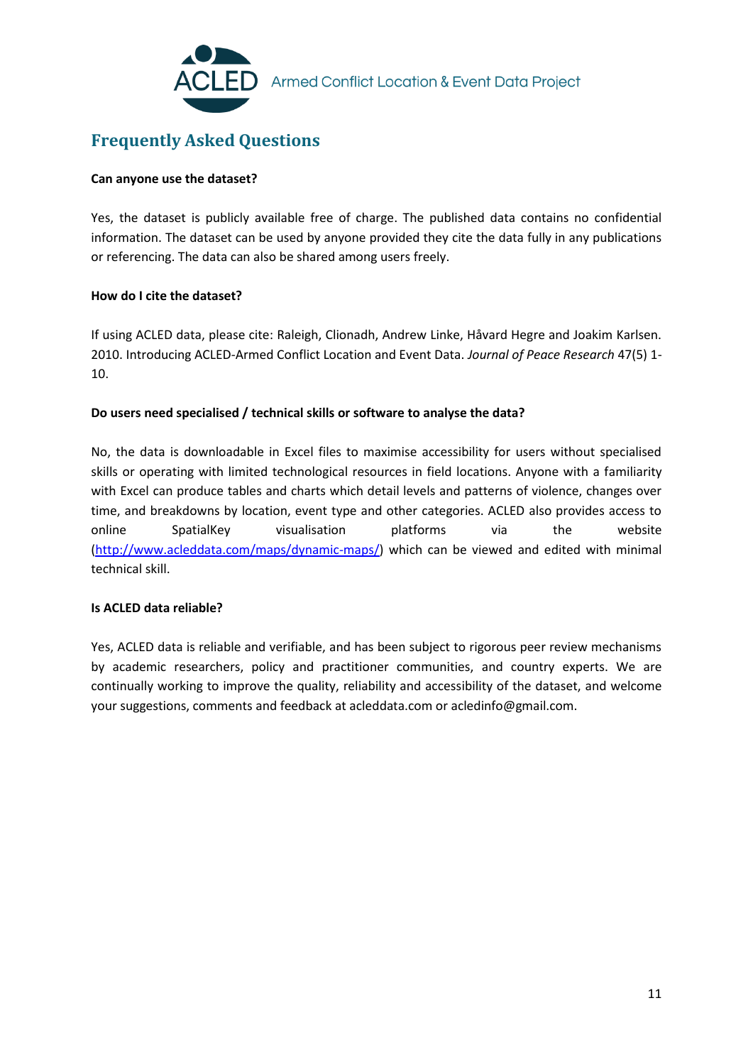ACLED Armed Conflict Location & Event Data Project

## Frequently Asked Questions

**Can anyone use the dataset?**

Yes, the dataset is publicly available free of charge. The published data contains no confidential information. The dataset can be used by anyone provided they cite the data fully in any publications or referencing. The data can also be shared among users freely.

**How do I cite the dataset?**

If using ACLED data, please cite: Raleigh, Clionadh, Andrew Linke, Håvard Hegre and Joakim Karlsen. 2010. Introducing ACLED-Armed Conflict Location and Event Data. *Journal of Peace Research* 47(5) 1-10.

**Do users need specialised / technical skills or software to analyse the data?**

No, the data is downloadable in Excel files to maximise accessibility for users without specialised skills or operating with limited technological resources in field locations. Anyone with a familiarity with Excel can produce tables and charts which detail levels and patterns of violence, changes over time, and breakdowns by location, event type and other categories. ACLED also provides access to online SpatialKey visualisation platforms via the website (http://www.acleddata.com/maps/dynamic-maps/) which can be viewed and edited with minimal technical skill.

**Is ACLED data reliable?**

Yes, ACLED data is reliable and verifiable, and has been subject to rigorous peer review mechanisms by academic researchers, policy and practitioner communities, and country experts. We are continually working to improve the quality, reliability and accessibility of the dataset, and welcome your suggestions, comments and feedback at acleddata.com or acledinfo@gmail.com.